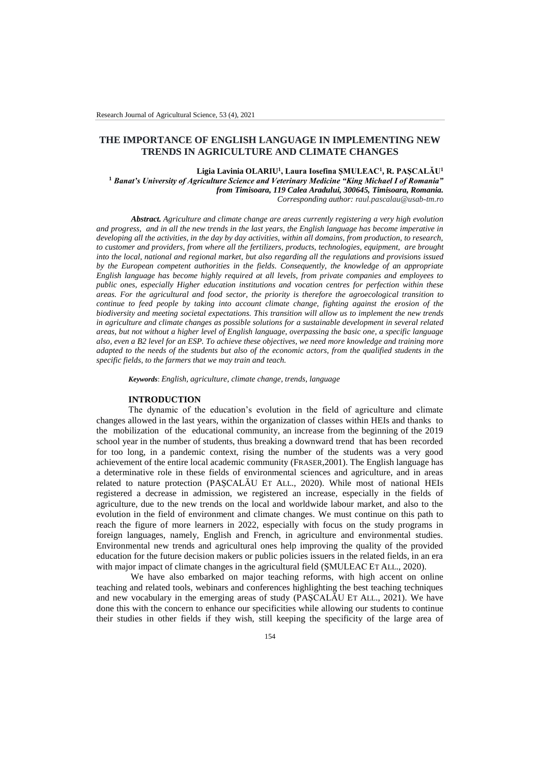# THE IMPORTANCE OF ENGLISH LANGUAGE IN IMPLEMENTING NEW TRENDS IN AGRICULTURE AND CLIMATE CHANGES

**Ligia Lavinia OLARIU[1], Laura Iosefina ȘMULEAC[1], R. PAȘCALĂU[1]**

[1] ***Banat's University of Agriculture Science and Veterinary Medicine "King Michael I of Romania" from Timisoara, 119 Calea Aradului, 300645, Timisoara, Romania.***

*Corresponding author: raul.pascalau@usab-tm.ro*

***Abstract.*** *Agriculture and climate change are areas currently registering a very high evolution and progress, and in all the new trends in the last years, the English language has become imperative in developing all the activities, in the day by day activities, within all domains, from production, to research, to customer and providers, from where all the fertilizers, products, technologies, equipment, are brought into the local, national and regional market, but also regarding all the regulations and provisions issued by the European competent authorities in the fields. Consequently, the knowledge of an appropriate English language has become highly required at all levels, from private companies and employees to public ones, especially Higher education institutions and vocation centres for perfection within these areas. For the agricultural and food sector, the priority is therefore the agroecological transition to continue to feed people by taking into account climate change, fighting against the erosion of the biodiversity and meeting societal expectations. This transition will allow us to implement the new trends in agriculture and climate changes as possible solutions for a sustainable development in several related areas, but not without a higher level of English language, overpassing the basic one, a specific language also, even a B2 level for an ESP. To achieve these objectives, we need more knowledge and training more adapted to the needs of the students but also of the economic actors, from the qualified students in the specific fields, to the farmers that we may train and teach.*

***Keywords***: *English, agriculture, climate change, trends, language*

## INTRODUCTION

The dynamic of the education's evolution in the field of agriculture and climate changes allowed in the last years, within the organization of classes within HEIs and thanks to the mobilization of the educational community, an increase from the beginning of the 2019 school year in the number of students, thus breaking a downward trend that has been recorded for too long, in a pandemic context, rising the number of the students was a very good achievement of the entire local academic community (FRASER,2001). The English language has a determinative role in these fields of environmental sciences and agriculture, and in areas related to nature protection (PAȘCALĂU ET ALL., 2020). While most of national HEIs registered a decrease in admission, we registered an increase, especially in the fields of agriculture, due to the new trends on the local and worldwide labour market, and also to the evolution in the field of environment and climate changes. We must continue on this path to reach the figure of more learners in 2022, especially with focus on the study programs in foreign languages, namely, English and French, in agriculture and environmental studies. Environmental new trends and agricultural ones help improving the quality of the provided education for the future decision makers or public policies issuers in the related fields, in an era with major impact of climate changes in the agricultural field (ȘMULEAC ET ALL., 2020).

We have also embarked on major teaching reforms, with high accent on online teaching and related tools, webinars and conferences highlighting the best teaching techniques and new vocabulary in the emerging areas of study (PAȘCALĂU ET ALL., 2021). We have done this with the concern to enhance our specificities while allowing our students to continue their studies in other fields if they wish, still keeping the specificity of the large area of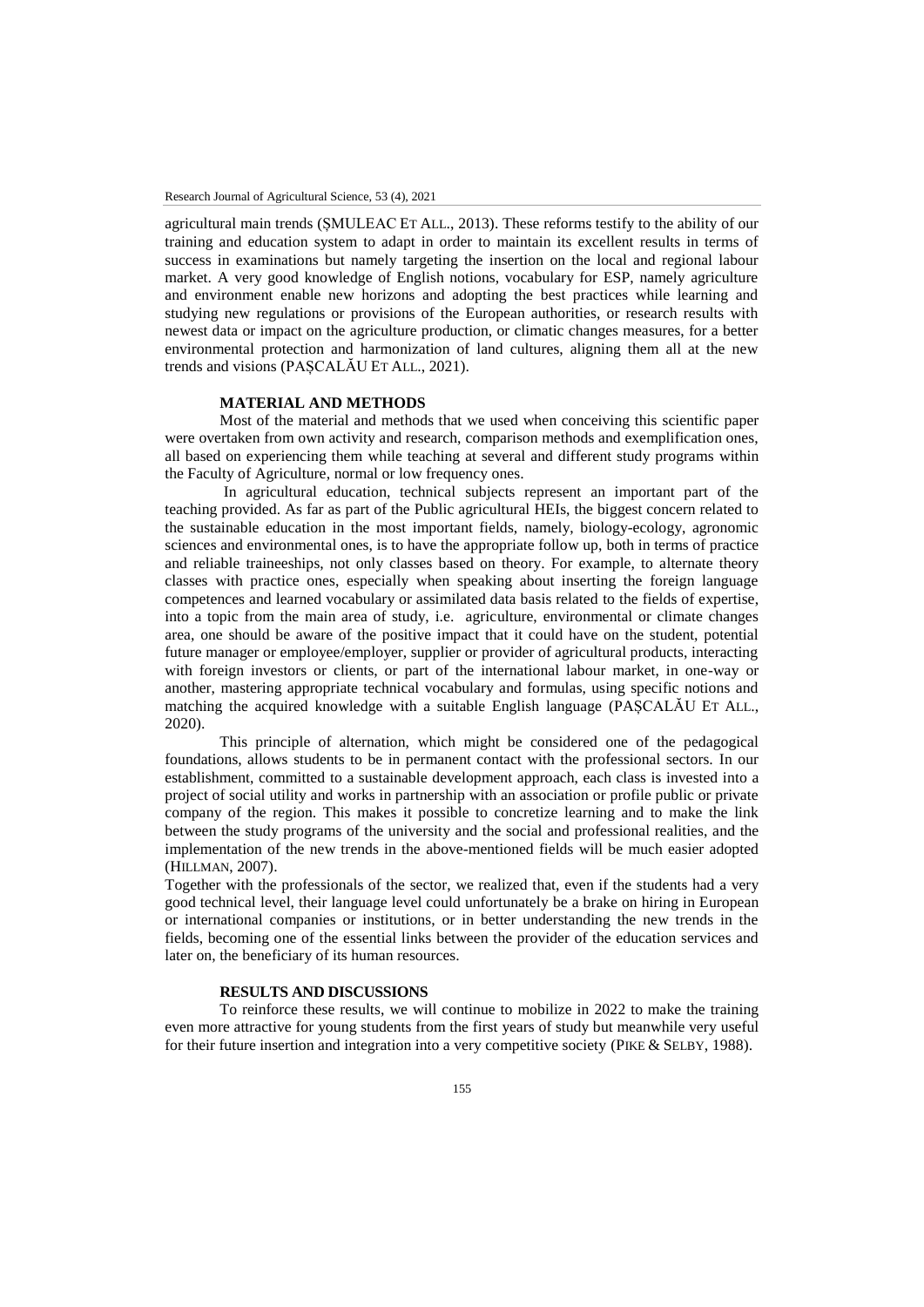agricultural main trends (ŞMULEAC ET ALL., 2013). These reforms testify to the ability of our training and education system to adapt in order to maintain its excellent results in terms of success in examinations but namely targeting the insertion on the local and regional labour market. A very good knowledge of English notions, vocabulary for ESP, namely agriculture and environment enable new horizons and adopting the best practices while learning and studying new regulations or provisions of the European authorities, or research results with newest data or impact on the agriculture production, or climatic changes measures, for a better environmental protection and harmonization of land cultures, aligning them all at the new trends and visions (PAŞCALĂU ET ALL., 2021).

## MATERIAL AND METHODS

Most of the material and methods that we used when conceiving this scientific paper were overtaken from own activity and research, comparison methods and exemplification ones, all based on experiencing them while teaching at several and different study programs within the Faculty of Agriculture, normal or low frequency ones.

In agricultural education, technical subjects represent an important part of the teaching provided. As far as part of the Public agricultural HEIs, the biggest concern related to the sustainable education in the most important fields, namely, biology-ecology, agronomic sciences and environmental ones, is to have the appropriate follow up, both in terms of practice and reliable traineeships, not only classes based on theory. For example, to alternate theory classes with practice ones, especially when speaking about inserting the foreign language competences and learned vocabulary or assimilated data basis related to the fields of expertise, into a topic from the main area of study, i.e. agriculture, environmental or climate changes area, one should be aware of the positive impact that it could have on the student, potential future manager or employee/employer, supplier or provider of agricultural products, interacting with foreign investors or clients, or part of the international labour market, in one-way or another, mastering appropriate technical vocabulary and formulas, using specific notions and matching the acquired knowledge with a suitable English language (PAŞCALĂU ET ALL., 2020).

This principle of alternation, which might be considered one of the pedagogical foundations, allows students to be in permanent contact with the professional sectors. In our establishment, committed to a sustainable development approach, each class is invested into a project of social utility and works in partnership with an association or profile public or private company of the region. This makes it possible to concretize learning and to make the link between the study programs of the university and the social and professional realities, and the implementation of the new trends in the above-mentioned fields will be much easier adopted (HILLMAN, 2007).

Together with the professionals of the sector, we realized that, even if the students had a very good technical level, their language level could unfortunately be a brake on hiring in European or international companies or institutions, or in better understanding the new trends in the fields, becoming one of the essential links between the provider of the education services and later on, the beneficiary of its human resources.

## RESULTS AND DISCUSSIONS

To reinforce these results, we will continue to mobilize in 2022 to make the training even more attractive for young students from the first years of study but meanwhile very useful for their future insertion and integration into a very competitive society (PIKE & SELBY, 1988).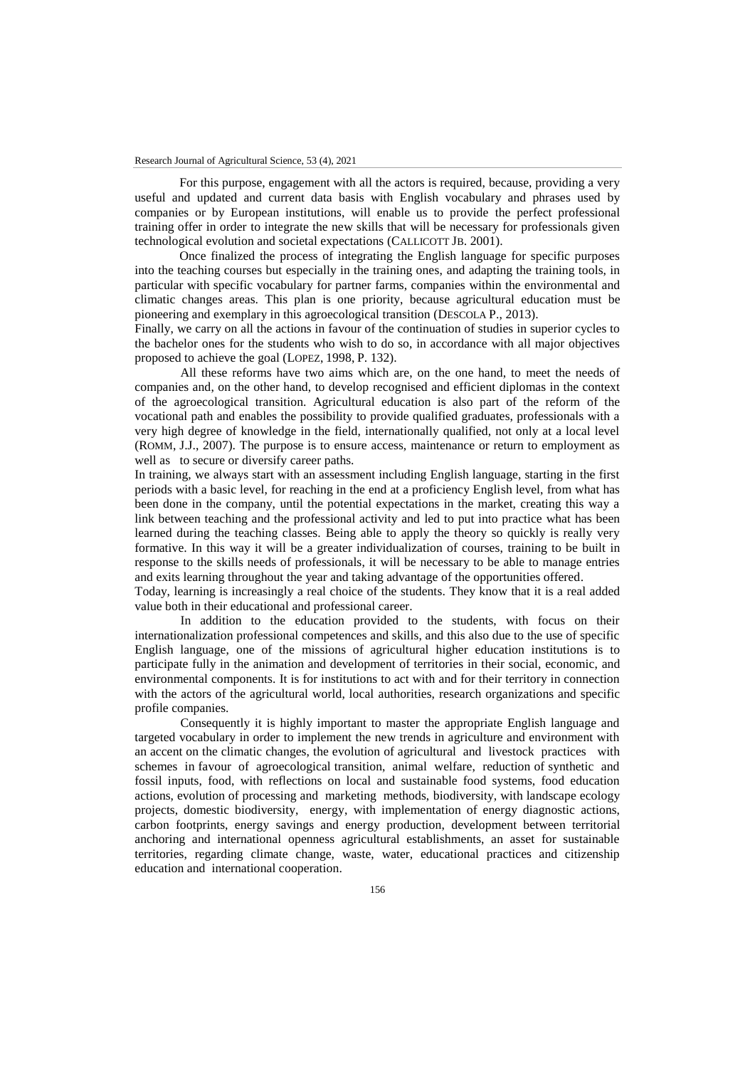For this purpose, engagement with all the actors is required, because, providing a very useful and updated and current data basis with English vocabulary and phrases used by companies or by European institutions, will enable us to provide the perfect professional training offer in order to integrate the new skills that will be necessary for professionals given technological evolution and societal expectations (CALLICOTT JB. 2001).

Once finalized the process of integrating the English language for specific purposes into the teaching courses but especially in the training ones, and adapting the training tools, in particular with specific vocabulary for partner farms, companies within the environmental and climatic changes areas. This plan is one priority, because agricultural education must be pioneering and exemplary in this agroecological transition (DESCOLA P., 2013).

Finally, we carry on all the actions in favour of the continuation of studies in superior cycles to the bachelor ones for the students who wish to do so, in accordance with all major objectives proposed to achieve the goal (LOPEZ, 1998, P. 132).

All these reforms have two aims which are, on the one hand, to meet the needs of companies and, on the other hand, to develop recognised and efficient diplomas in the context of the agroecological transition. Agricultural education is also part of the reform of the vocational path and enables the possibility to provide qualified graduates, professionals with a very high degree of knowledge in the field, internationally qualified, not only at a local level (ROMM, J.J., 2007). The purpose is to ensure access, maintenance or return to employment as well as to secure or diversify career paths.

In training, we always start with an assessment including English language, starting in the first periods with a basic level, for reaching in the end at a proficiency English level, from what has been done in the company, until the potential expectations in the market, creating this way a link between teaching and the professional activity and led to put into practice what has been learned during the teaching classes. Being able to apply the theory so quickly is really very formative. In this way it will be a greater individualization of courses, training to be built in response to the skills needs of professionals, it will be necessary to be able to manage entries and exits learning throughout the year and taking advantage of the opportunities offered.

Today, learning is increasingly a real choice of the students. They know that it is a real added value both in their educational and professional career.

In addition to the education provided to the students, with focus on their internationalization professional competences and skills, and this also due to the use of specific English language, one of the missions of agricultural higher education institutions is to participate fully in the animation and development of territories in their social, economic, and environmental components. It is for institutions to act with and for their territory in connection with the actors of the agricultural world, local authorities, research organizations and specific profile companies.

Consequently it is highly important to master the appropriate English language and targeted vocabulary in order to implement the new trends in agriculture and environment with an accent on the climatic changes, the evolution of agricultural and livestock practices with schemes in favour of agroecological transition, animal welfare, reduction of synthetic and fossil inputs, food, with reflections on local and sustainable food systems, food education actions, evolution of processing and marketing methods, biodiversity, with landscape ecology projects, domestic biodiversity, energy, with implementation of energy diagnostic actions, carbon footprints, energy savings and energy production, development between territorial anchoring and international openness agricultural establishments, an asset for sustainable territories, regarding climate change, waste, water, educational practices and citizenship education and international cooperation.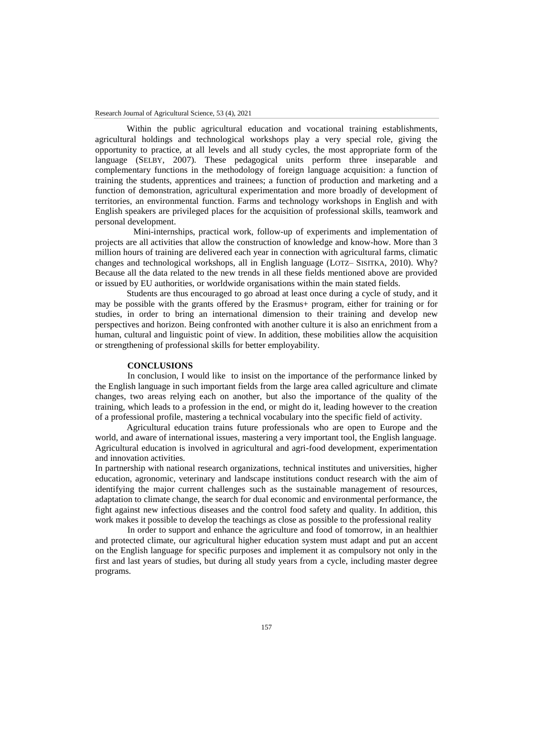Within the public agricultural education and vocational training establishments, agricultural holdings and technological workshops play a very special role, giving the opportunity to practice, at all levels and all study cycles, the most appropriate form of the language (SELBY, 2007). These pedagogical units perform three inseparable and complementary functions in the methodology of foreign language acquisition: a function of training the students, apprentices and trainees; a function of production and marketing and a function of demonstration, agricultural experimentation and more broadly of development of territories, an environmental function. Farms and technology workshops in English and with English speakers are privileged places for the acquisition of professional skills, teamwork and personal development.

Mini-internships, practical work, follow-up of experiments and implementation of projects are all activities that allow the construction of knowledge and know-how. More than 3 million hours of training are delivered each year in connection with agricultural farms, climatic changes and technological workshops, all in English language (LOTZ– SISITKA, 2010). Why? Because all the data related to the new trends in all these fields mentioned above are provided or issued by EU authorities, or worldwide organisations within the main stated fields.

Students are thus encouraged to go abroad at least once during a cycle of study, and it may be possible with the grants offered by the Erasmus+ program, either for training or for studies, in order to bring an international dimension to their training and develop new perspectives and horizon. Being confronted with another culture it is also an enrichment from a human, cultural and linguistic point of view. In addition, these mobilities allow the acquisition or strengthening of professional skills for better employability.

## CONCLUSIONS

In conclusion, I would like to insist on the importance of the performance linked by the English language in such important fields from the large area called agriculture and climate changes, two areas relying each on another, but also the importance of the quality of the training, which leads to a profession in the end, or might do it, leading however to the creation of a professional profile, mastering a technical vocabulary into the specific field of activity.

Agricultural education trains future professionals who are open to Europe and the world, and aware of international issues, mastering a very important tool, the English language. Agricultural education is involved in agricultural and agri-food development, experimentation and innovation activities.

In partnership with national research organizations, technical institutes and universities, higher education, agronomic, veterinary and landscape institutions conduct research with the aim of identifying the major current challenges such as the sustainable management of resources, adaptation to climate change, the search for dual economic and environmental performance, the fight against new infectious diseases and the control food safety and quality. In addition, this work makes it possible to develop the teachings as close as possible to the professional reality

In order to support and enhance the agriculture and food of tomorrow, in an healthier and protected climate, our agricultural higher education system must adapt and put an accent on the English language for specific purposes and implement it as compulsory not only in the first and last years of studies, but during all study years from a cycle, including master degree programs.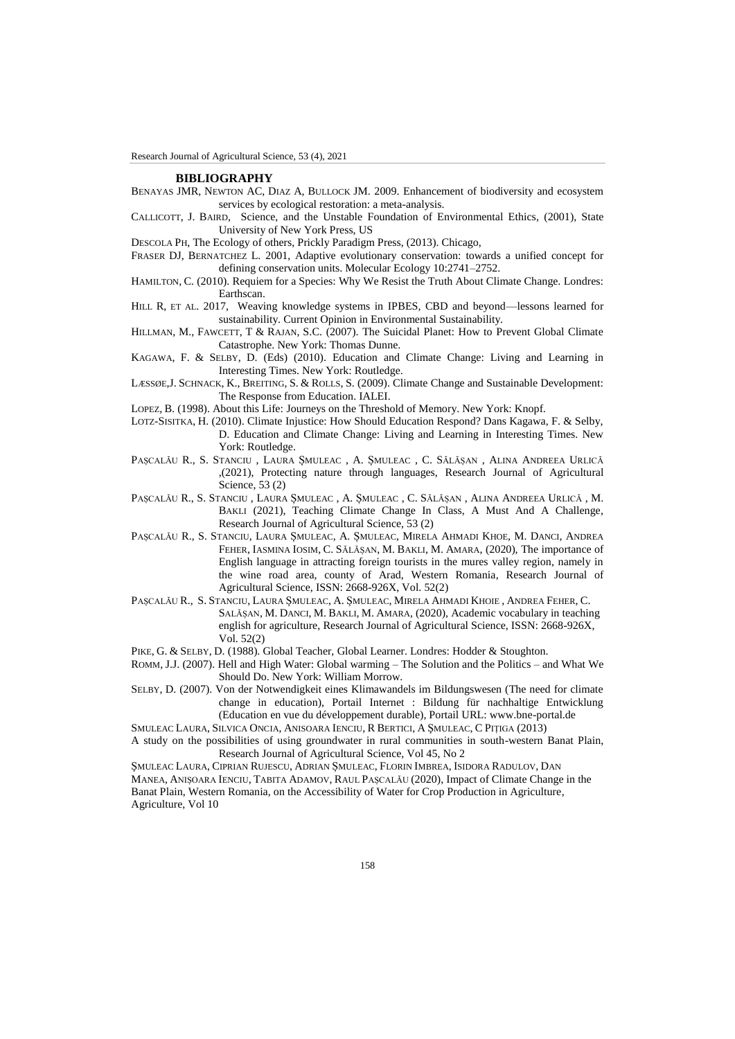## BIBLIOGRAPHY

BENAYAS JMR, NEWTON AC, DIAZ A, BULLOCK JM. 2009. Enhancement of biodiversity and ecosystem services by ecological restoration: a meta-analysis.

CALLICOTT, J. BAIRD, Science, and the Unstable Foundation of Environmental Ethics, (2001), State University of New York Press, US

DESCOLA PH, The Ecology of others, Prickly Paradigm Press, (2013). Chicago,

FRASER DJ, BERNATCHEZ L. 2001, Adaptive evolutionary conservation: towards a unified concept for defining conservation units. Molecular Ecology 10:2741–2752.

HAMILTON, C. (2010). Requiem for a Species: Why We Resist the Truth About Climate Change. Londres: Earthscan.

HILL R, ET AL. 2017, Weaving knowledge systems in IPBES, CBD and beyond—lessons learned for sustainability. Current Opinion in Environmental Sustainability.

HILLMAN, M., FAWCETT, T & RAJAN, S.C. (2007). The Suicidal Planet: How to Prevent Global Climate Catastrophe. New York: Thomas Dunne.

KAGAWA, F. & SELBY, D. (Eds) (2010). Education and Climate Change: Living and Learning in Interesting Times. New York: Routledge.

LÆSSØE,J. SCHNACK, K., BREITING, S. & ROLLS, S. (2009). Climate Change and Sustainable Development: The Response from Education. IALEI.

LOPEZ, B. (1998). About this Life: Journeys on the Threshold of Memory. New York: Knopf.

LOTZ-SISITKA, H. (2010). Climate Injustice: How Should Education Respond? Dans Kagawa, F. & Selby, D. Education and Climate Change: Living and Learning in Interesting Times. New York: Routledge.

PAȘCALĂU R., S. STANCIU , LAURA ȘMULEAC , A. ȘMULEAC , C. SĂLĂȘAN , ALINA ANDREEA URLICĂ ,(2021), Protecting nature through languages, Research Journal of Agricultural Science, 53 (2)

PAȘCALĂU R., S. STANCIU , LAURA ȘMULEAC , A. ȘMULEAC , C. SĂLĂȘAN , ALINA ANDREEA URLICĂ , M. BAKLI (2021), Teaching Climate Change In Class, A Must And A Challenge, Research Journal of Agricultural Science, 53 (2)

PAȘCALĂU R., S. STANCIU, LAURA ȘMULEAC, A. ȘMULEAC, MIRELA AHMADI KHOE, M. DANCI, ANDREA FEHER, IASMINA IOSIM, C. SĂLĂȘAN, M. BAKLI, M. AMARA, (2020), The importance of English language in attracting foreign tourists in the mures valley region, namely in the wine road area, county of Arad, Western Romania, Research Journal of Agricultural Science, ISSN: 2668-926X, Vol. 52(2)

PAȘCALĂU R., S. STANCIU, LAURA ȘMULEAC, A. ȘMULEAC, MIRELA AHMADI KHOIE , ANDREA FEHER, C. SALĂȘAN, M. DANCI, M. BAKLI, M. AMARA, (2020), Academic vocabulary in teaching english for agriculture, Research Journal of Agricultural Science, ISSN: 2668-926X, Vol. 52(2)

PIKE, G. & SELBY, D. (1988). Global Teacher, Global Learner. Londres: Hodder & Stoughton.

ROMM, J.J. (2007). Hell and High Water: Global warming – The Solution and the Politics – and What We Should Do. New York: William Morrow.

SELBY, D. (2007). Von der Notwendigkeit eines Klimawandels im Bildungswesen (The need for climate change in education), Portail Internet : Bildung für nachhaltige Entwicklung (Education en vue du développement durable), Portail URL: www.bne-portal.de

SMULEAC LAURA, SILVICA ONCIA, ANISOARA IENCIU, R BERTICI, A ȘMULEAC, C PIȚIGA (2013) A study on the possibilities of using groundwater in rural communities in south-western Banat Plain, Research Journal of Agricultural Science, Vol 45, No 2

ȘMULEAC LAURA, CIPRIAN RUJESCU, ADRIAN ȘMULEAC, FLORIN IMBREA, ISIDORA RADULOV, DAN MANEA, ANIȘOARA IENCIU, TABITA ADAMOV, RAUL PAȘCALĂU (2020), Impact of Climate Change in the Banat Plain, Western Romania, on the Accessibility of Water for Crop Production in Agriculture, Agriculture, Vol 10